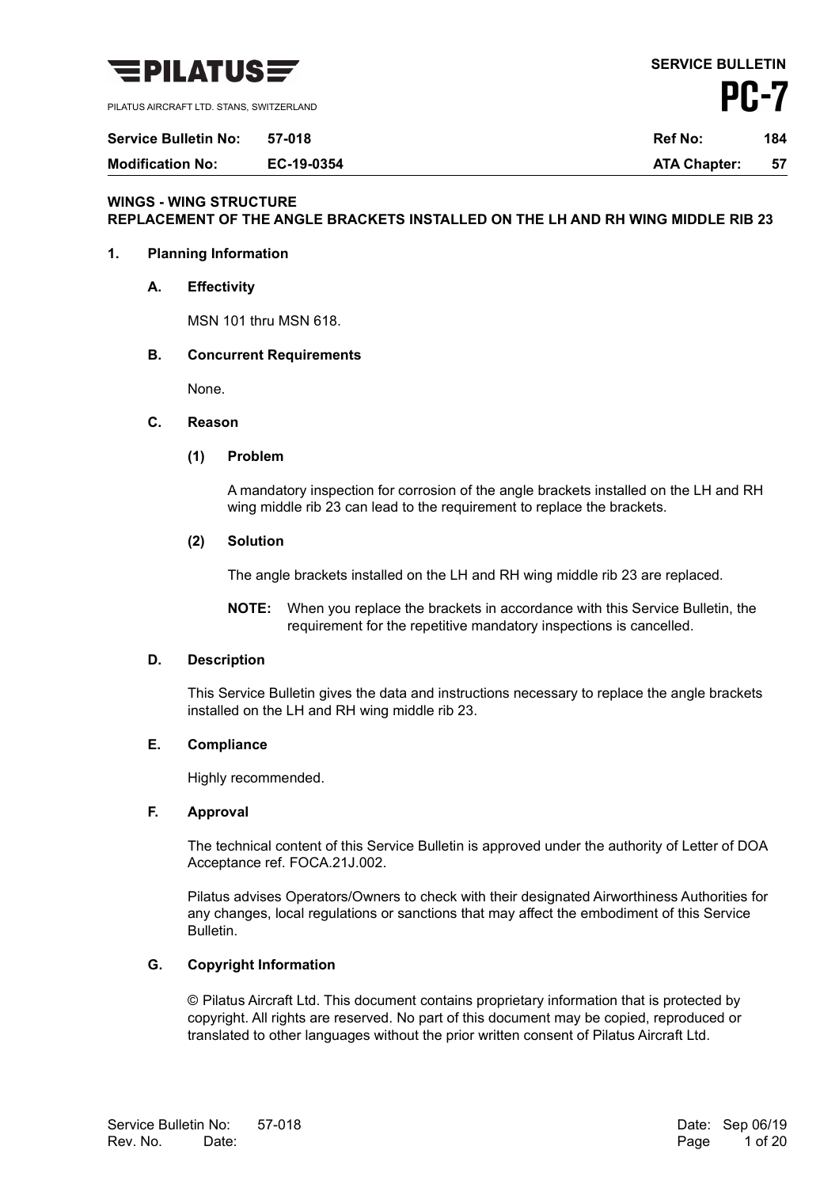**PILATUS**

PILATUS AIRCRAFT LTD. STANS, SWITZERLAND

**SERVICE BULLETIN**

**PC-7**

| | | | |
|---|---|---|---|
| **Service Bulletin No:** | **57-018** | **Ref No:** | **184** |
| **Modification No:** | **EC-19-0354** | **ATA Chapter:** | **57** |

**WINGS - WING STRUCTURE**
**REPLACEMENT OF THE ANGLE BRACKETS INSTALLED ON THE LH AND RH WING MIDDLE RIB 23**

## 1. Planning Information

### A. Effectivity

MSN 101 thru MSN 618.

### B. Concurrent Requirements

None.

### C. Reason

#### (1) Problem

A mandatory inspection for corrosion of the angle brackets installed on the LH and RH wing middle rib 23 can lead to the requirement to replace the brackets.

#### (2) Solution

The angle brackets installed on the LH and RH wing middle rib 23 are replaced.

**NOTE:** When you replace the brackets in accordance with this Service Bulletin, the requirement for the repetitive mandatory inspections is cancelled.

### D. Description

This Service Bulletin gives the data and instructions necessary to replace the angle brackets installed on the LH and RH wing middle rib 23.

### E. Compliance

Highly recommended.

### F. Approval

The technical content of this Service Bulletin is approved under the authority of Letter of DOA Acceptance ref. FOCA.21J.002.

Pilatus advises Operators/Owners to check with their designated Airworthiness Authorities for any changes, local regulations or sanctions that may affect the embodiment of this Service Bulletin.

### G. Copyright Information

© Pilatus Aircraft Ltd. This document contains proprietary information that is protected by copyright. All rights are reserved. No part of this document may be copied, reproduced or translated to other languages without the prior written consent of Pilatus Aircraft Ltd.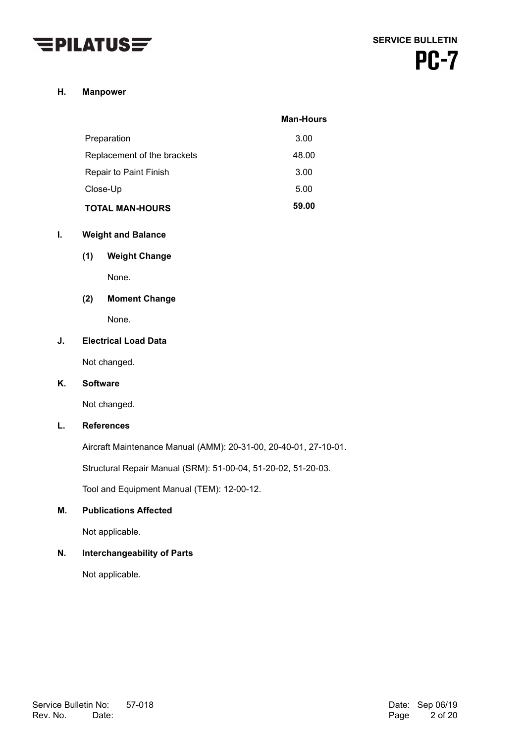## H. Manpower

| | Man-Hours |
|---|---|
| Preparation | 3.00 |
| Replacement of the brackets | 48.00 |
| Repair to Paint Finish | 3.00 |
| Close-Up | 5.00 |
| **TOTAL MAN-HOURS** | **59.00** |

## I. Weight and Balance

### (1) Weight Change

None.

### (2) Moment Change

None.

## J. Electrical Load Data

Not changed.

## K. Software

Not changed.

## L. References

Aircraft Maintenance Manual (AMM): 20-31-00, 20-40-01, 27-10-01.

Structural Repair Manual (SRM): 51-00-04, 51-20-02, 51-20-03.

Tool and Equipment Manual (TEM): 12-00-12.

## M. Publications Affected

Not applicable.

## N. Interchangeability of Parts

Not applicable.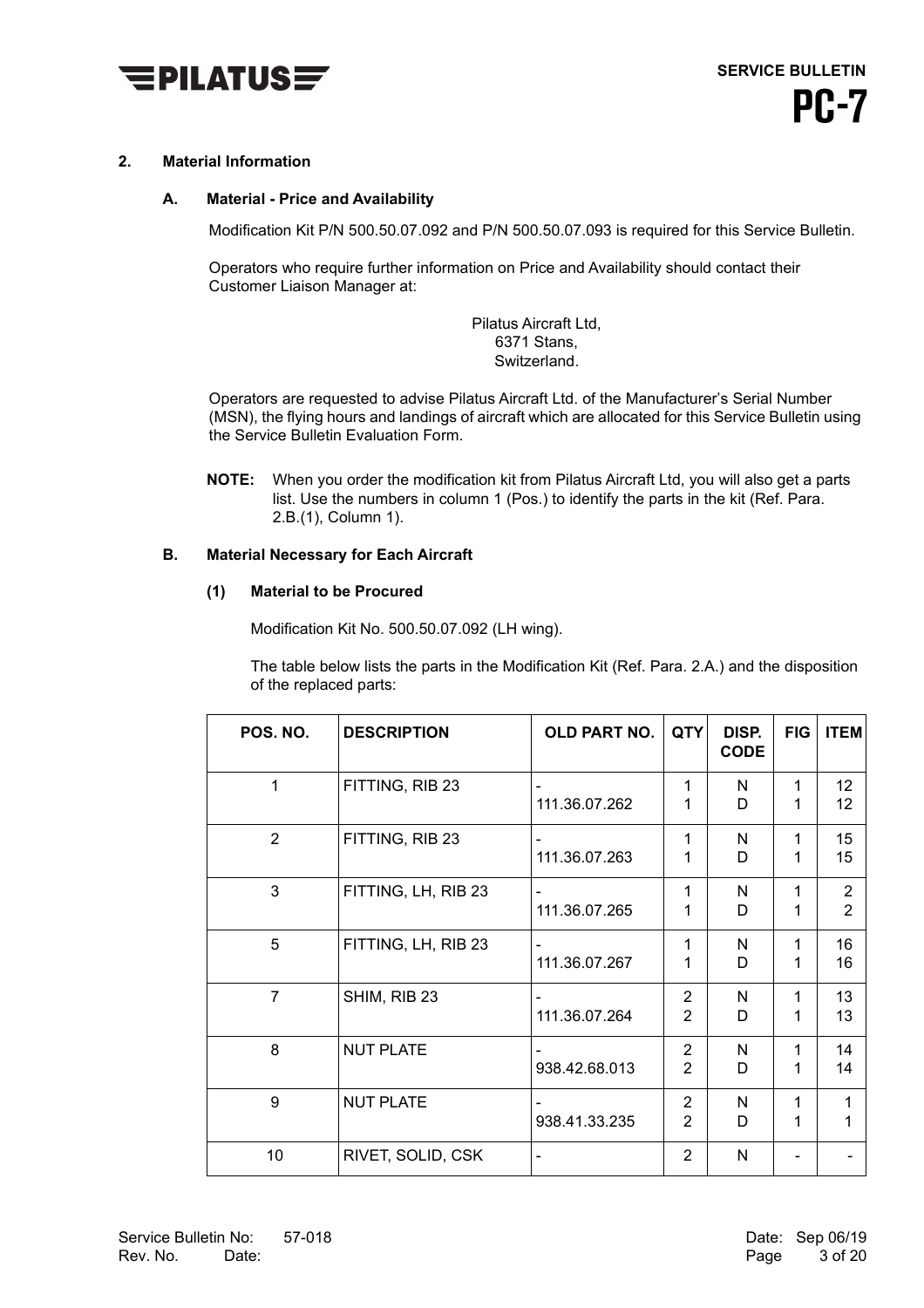## 2. Material Information

### A. Material - Price and Availability

Modification Kit P/N 500.50.07.092 and P/N 500.50.07.093 is required for this Service Bulletin.

Operators who require further information on Price and Availability should contact their Customer Liaison Manager at:

Pilatus Aircraft Ltd,
6371 Stans,
Switzerland.

Operators are requested to advise Pilatus Aircraft Ltd. of the Manufacturer's Serial Number (MSN), the flying hours and landings of aircraft which are allocated for this Service Bulletin using the Service Bulletin Evaluation Form.

**NOTE:** When you order the modification kit from Pilatus Aircraft Ltd, you will also get a parts list. Use the numbers in column 1 (Pos.) to identify the parts in the kit (Ref. Para. 2.B.(1), Column 1).

### B. Material Necessary for Each Aircraft

#### (1) Material to be Procured

Modification Kit No. 500.50.07.092 (LH wing).

The table below lists the parts in the Modification Kit (Ref. Para. 2.A.) and the disposition of the replaced parts:

| POS. NO. | DESCRIPTION | OLD PART NO. | QTY | DISP. CODE | FIG | ITEM |
|---|---|---|---|---|---|---|
| 1 | FITTING, RIB 23 | -<br>111.36.07.262 | 1<br>1 | N<br>D | 1<br>1 | 12<br>12 |
| 2 | FITTING, RIB 23 | -<br>111.36.07.263 | 1<br>1 | N<br>D | 1<br>1 | 15<br>15 |
| 3 | FITTING, LH, RIB 23 | -<br>111.36.07.265 | 1<br>1 | N<br>D | 1<br>1 | 2<br>2 |
| 5 | FITTING, LH, RIB 23 | -<br>111.36.07.267 | 1<br>1 | N<br>D | 1<br>1 | 16<br>16 |
| 7 | SHIM, RIB 23 | -<br>111.36.07.264 | 2<br>2 | N<br>D | 1<br>1 | 13<br>13 |
| 8 | NUT PLATE | -<br>938.42.68.013 | 2<br>2 | N<br>D | 1<br>1 | 14<br>14 |
| 9 | NUT PLATE | -<br>938.41.33.235 | 2<br>2 | N<br>D | 1<br>1 | 1<br>1 |
| 10 | RIVET, SOLID, CSK | - | 2 | N | - | - |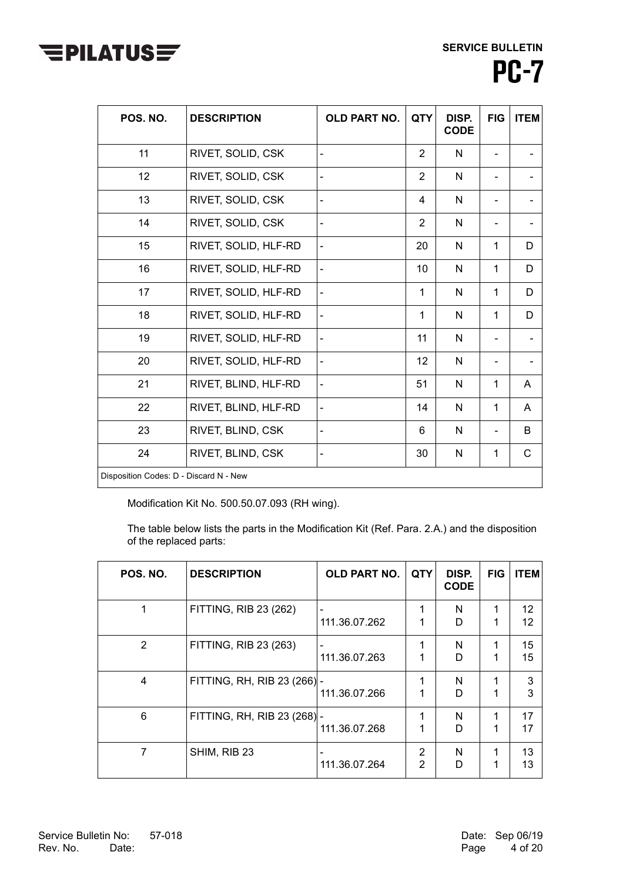| POS. NO. | DESCRIPTION | OLD PART NO. | QTY | DISP. CODE | FIG | ITEM |
|---|---|---|---|---|---|---|
| 11 | RIVET, SOLID, CSK | - | 2 | N | - | - |
| 12 | RIVET, SOLID, CSK | - | 2 | N | - | - |
| 13 | RIVET, SOLID, CSK | - | 4 | N | - | - |
| 14 | RIVET, SOLID, CSK | - | 2 | N | - | - |
| 15 | RIVET, SOLID, HLF-RD | - | 20 | N | 1 | D |
| 16 | RIVET, SOLID, HLF-RD | - | 10 | N | 1 | D |
| 17 | RIVET, SOLID, HLF-RD | - | 1 | N | 1 | D |
| 18 | RIVET, SOLID, HLF-RD | - | 1 | N | 1 | D |
| 19 | RIVET, SOLID, HLF-RD | - | 11 | N | - | - |
| 20 | RIVET, SOLID, HLF-RD | - | 12 | N | - | - |
| 21 | RIVET, BLIND, HLF-RD | - | 51 | N | 1 | A |
| 22 | RIVET, BLIND, HLF-RD | - | 14 | N | 1 | A |
| 23 | RIVET, BLIND, CSK | - | 6 | N | - | B |
| 24 | RIVET, BLIND, CSK | - | 30 | N | 1 | C |
| Disposition Codes: D - Discard N - New | | | | | | |

Modification Kit No. 500.50.07.093 (RH wing).

The table below lists the parts in the Modification Kit (Ref. Para. 2.A.) and the disposition of the replaced parts:

| POS. NO. | DESCRIPTION | OLD PART NO. | QTY | DISP. CODE | FIG | ITEM |
|---|---|---|---|---|---|---|
| 1 | FITTING, RIB 23 (262) | -<br>111.36.07.262 | 1<br>1 | N<br>D | 1<br>1 | 12<br>12 |
| 2 | FITTING, RIB 23 (263) | -<br>111.36.07.263 | 1<br>1 | N<br>D | 1<br>1 | 15<br>15 |
| 4 | FITTING, RH, RIB 23 (266) | -<br>111.36.07.266 | 1<br>1 | N<br>D | 1<br>1 | 3<br>3 |
| 6 | FITTING, RH, RIB 23 (268) | -<br>111.36.07.268 | 1<br>1 | N<br>D | 1<br>1 | 17<br>17 |
| 7 | SHIM, RIB 23 | -<br>111.36.07.264 | 2<br>2 | N<br>D | 1<br>1 | 13<br>13 |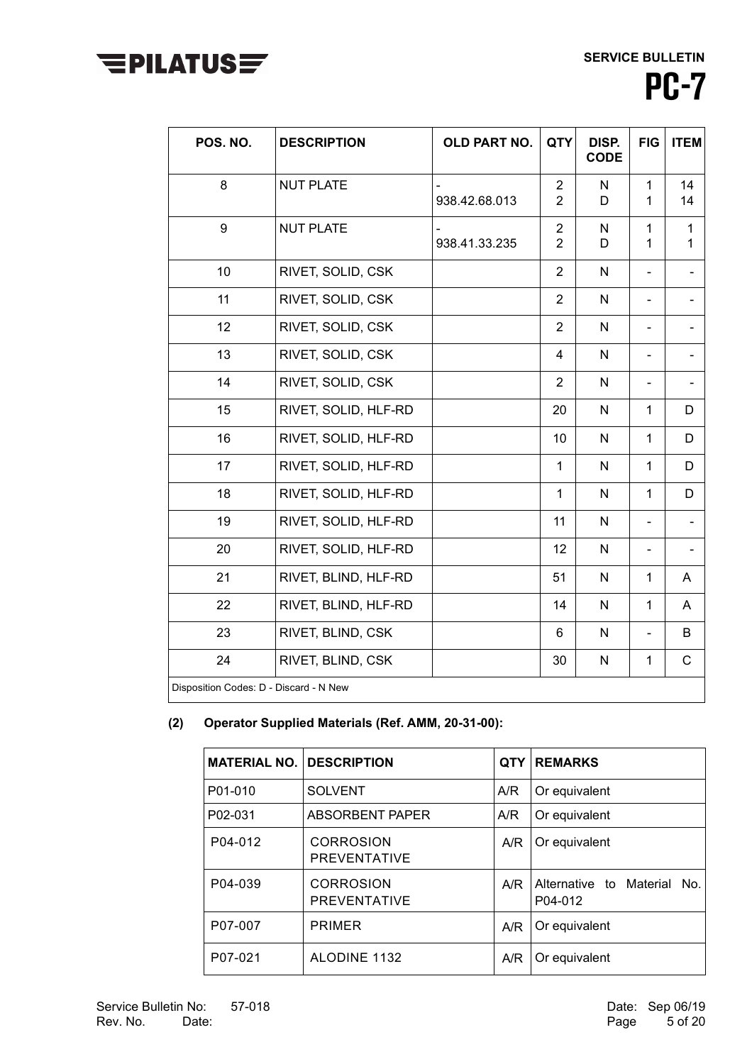| POS. NO. | DESCRIPTION | OLD PART NO. | QTY | DISP. CODE | FIG | ITEM |
|---|---|---|---|---|---|---|
| 8 | NUT PLATE | -<br>938.42.68.013 | 2<br>2 | N<br>D | 1<br>1 | 14<br>14 |
| 9 | NUT PLATE | -<br>938.41.33.235 | 2<br>2 | N<br>D | 1<br>1 | 1<br>1 |
| 10 | RIVET, SOLID, CSK | | 2 | N | - | - |
| 11 | RIVET, SOLID, CSK | | 2 | N | - | - |
| 12 | RIVET, SOLID, CSK | | 2 | N | - | - |
| 13 | RIVET, SOLID, CSK | | 4 | N | - | - |
| 14 | RIVET, SOLID, CSK | | 2 | N | - | - |
| 15 | RIVET, SOLID, HLF-RD | | 20 | N | 1 | D |
| 16 | RIVET, SOLID, HLF-RD | | 10 | N | 1 | D |
| 17 | RIVET, SOLID, HLF-RD | | 1 | N | 1 | D |
| 18 | RIVET, SOLID, HLF-RD | | 1 | N | 1 | D |
| 19 | RIVET, SOLID, HLF-RD | | 11 | N | - | - |
| 20 | RIVET, SOLID, HLF-RD | | 12 | N | - | - |
| 21 | RIVET, BLIND, HLF-RD | | 51 | N | 1 | A |
| 22 | RIVET, BLIND, HLF-RD | | 14 | N | 1 | A |
| 23 | RIVET, BLIND, CSK | | 6 | N | - | B |
| 24 | RIVET, BLIND, CSK | | 30 | N | 1 | C |
| Disposition Codes: D - Discard - N New | | | | | | |

**(2) Operator Supplied Materials (Ref. AMM, 20-31-00):**

| MATERIAL NO. | DESCRIPTION | QTY | REMARKS |
|---|---|---|---|
| P01-010 | SOLVENT | A/R | Or equivalent |
| P02-031 | ABSORBENT PAPER | A/R | Or equivalent |
| P04-012 | CORROSION PREVENTATIVE | A/R | Or equivalent |
| P04-039 | CORROSION PREVENTATIVE | A/R | Alternative to Material No. P04-012 |
| P07-007 | PRIMER | A/R | Or equivalent |
| P07-021 | ALODINE 1132 | A/R | Or equivalent |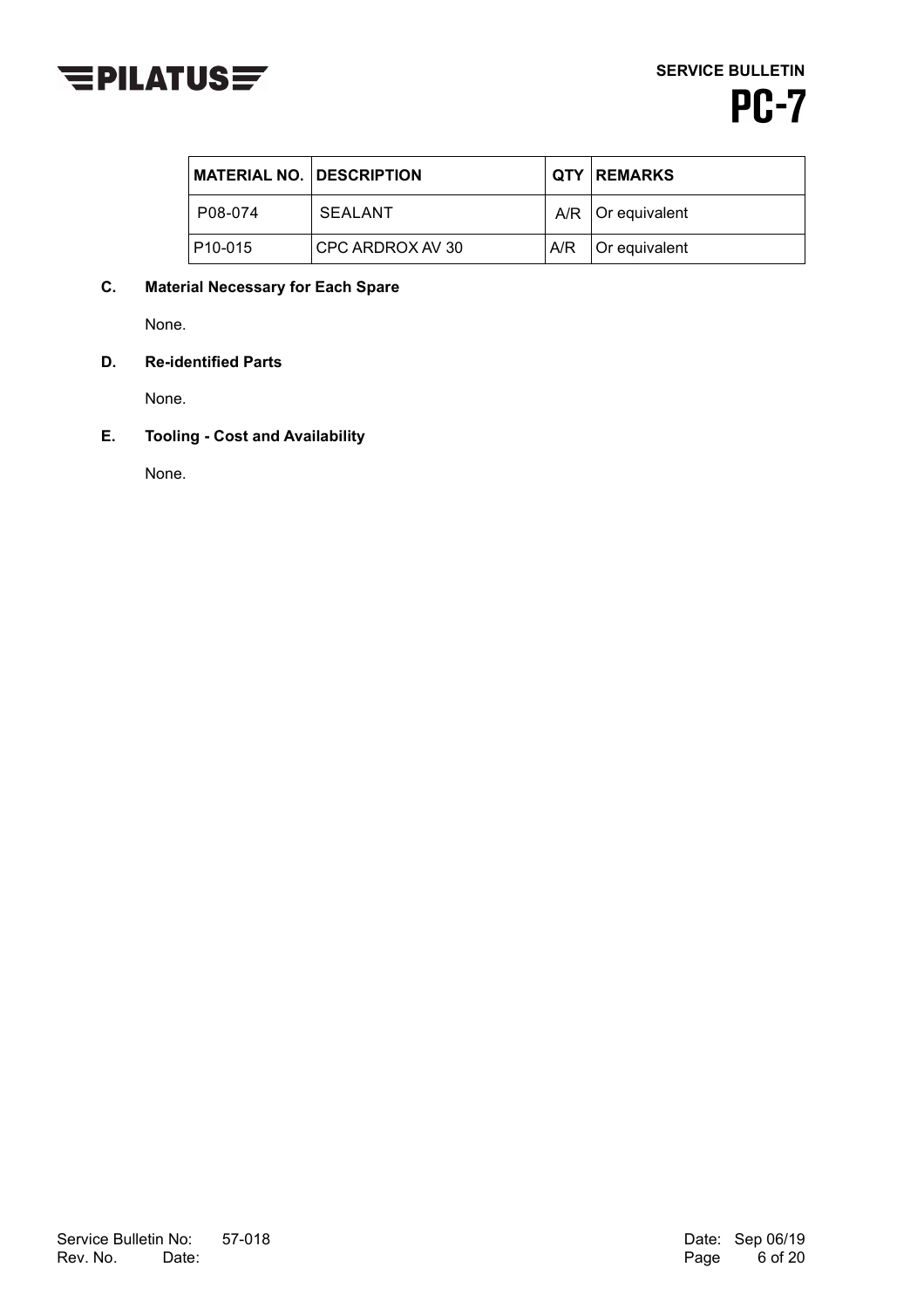| MATERIAL NO. | DESCRIPTION | QTY | REMARKS |
|---|---|---|---|
| P08-074 | SEALANT | A/R | Or equivalent |
| P10-015 | CPC ARDROX AV 30 | A/R | Or equivalent |

### C. Material Necessary for Each Spare

None.

### D. Re-identified Parts

None.

### E. Tooling - Cost and Availability

None.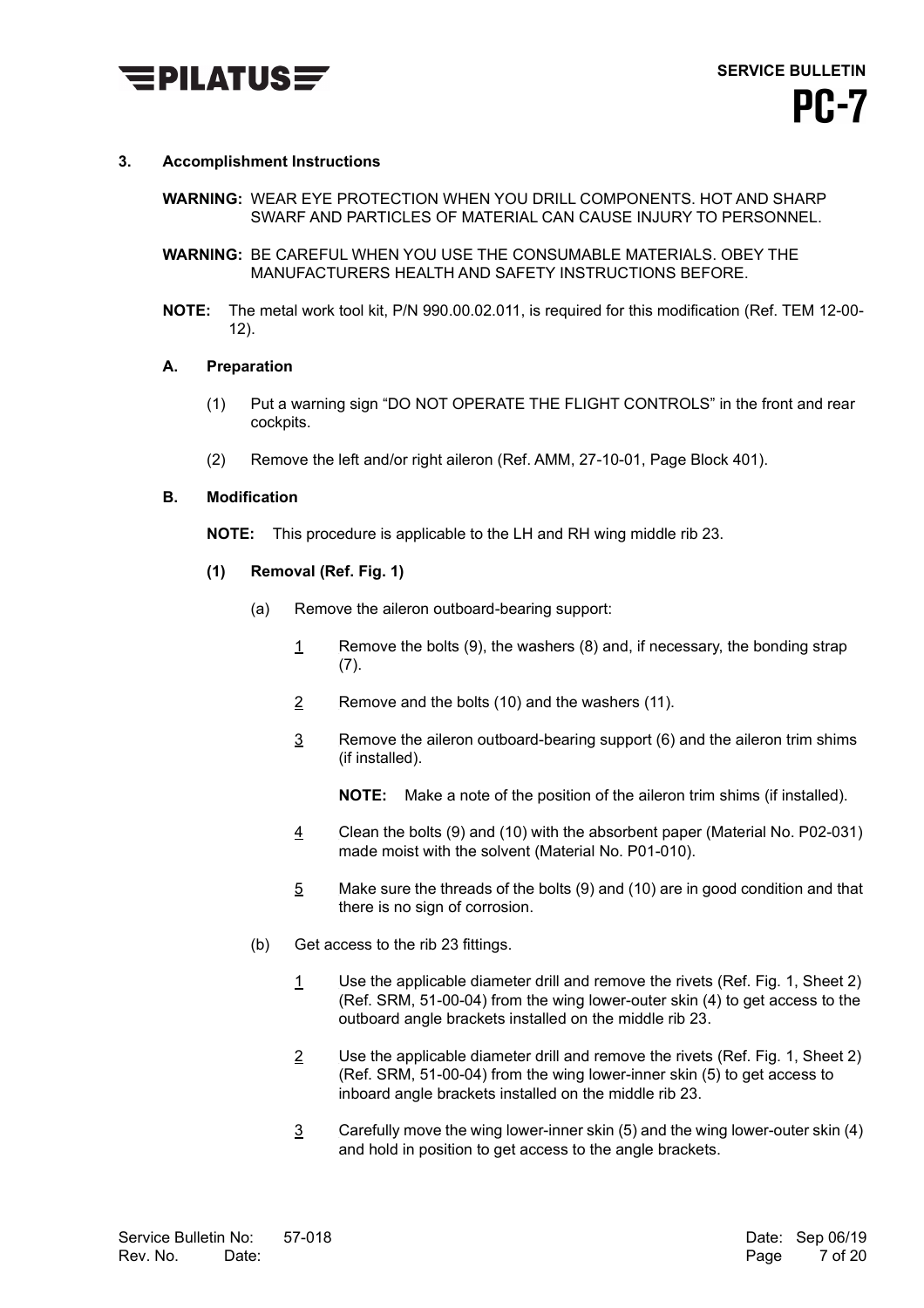## 3. Accomplishment Instructions

**WARNING:** WEAR EYE PROTECTION WHEN YOU DRILL COMPONENTS. HOT AND SHARP SWARF AND PARTICLES OF MATERIAL CAN CAUSE INJURY TO PERSONNEL.

**WARNING:** BE CAREFUL WHEN YOU USE THE CONSUMABLE MATERIALS. OBEY THE MANUFACTURERS HEALTH AND SAFETY INSTRUCTIONS BEFORE.

**NOTE:** The metal work tool kit, P/N 990.00.02.011, is required for this modification (Ref. TEM 12-00-12).

### A. Preparation

(1) Put a warning sign "DO NOT OPERATE THE FLIGHT CONTROLS" in the front and rear cockpits.

(2) Remove the left and/or right aileron (Ref. AMM, 27-10-01, Page Block 401).

### B. Modification

**NOTE:** This procedure is applicable to the LH and RH wing middle rib 23.

**(1) Removal (Ref. Fig. 1)**

(a) Remove the aileron outboard-bearing support:

1 Remove the bolts (9), the washers (8) and, if necessary, the bonding strap (7).

2 Remove and the bolts (10) and the washers (11).

3 Remove the aileron outboard-bearing support (6) and the aileron trim shims (if installed).

**NOTE:** Make a note of the position of the aileron trim shims (if installed).

4 Clean the bolts (9) and (10) with the absorbent paper (Material No. P02-031) made moist with the solvent (Material No. P01-010).

5 Make sure the threads of the bolts (9) and (10) are in good condition and that there is no sign of corrosion.

(b) Get access to the rib 23 fittings.

1 Use the applicable diameter drill and remove the rivets (Ref. Fig. 1, Sheet 2) (Ref. SRM, 51-00-04) from the wing lower-outer skin (4) to get access to the outboard angle brackets installed on the middle rib 23.

2 Use the applicable diameter drill and remove the rivets (Ref. Fig. 1, Sheet 2) (Ref. SRM, 51-00-04) from the wing lower-inner skin (5) to get access to inboard angle brackets installed on the middle rib 23.

3 Carefully move the wing lower-inner skin (5) and the wing lower-outer skin (4) and hold in position to get access to the angle brackets.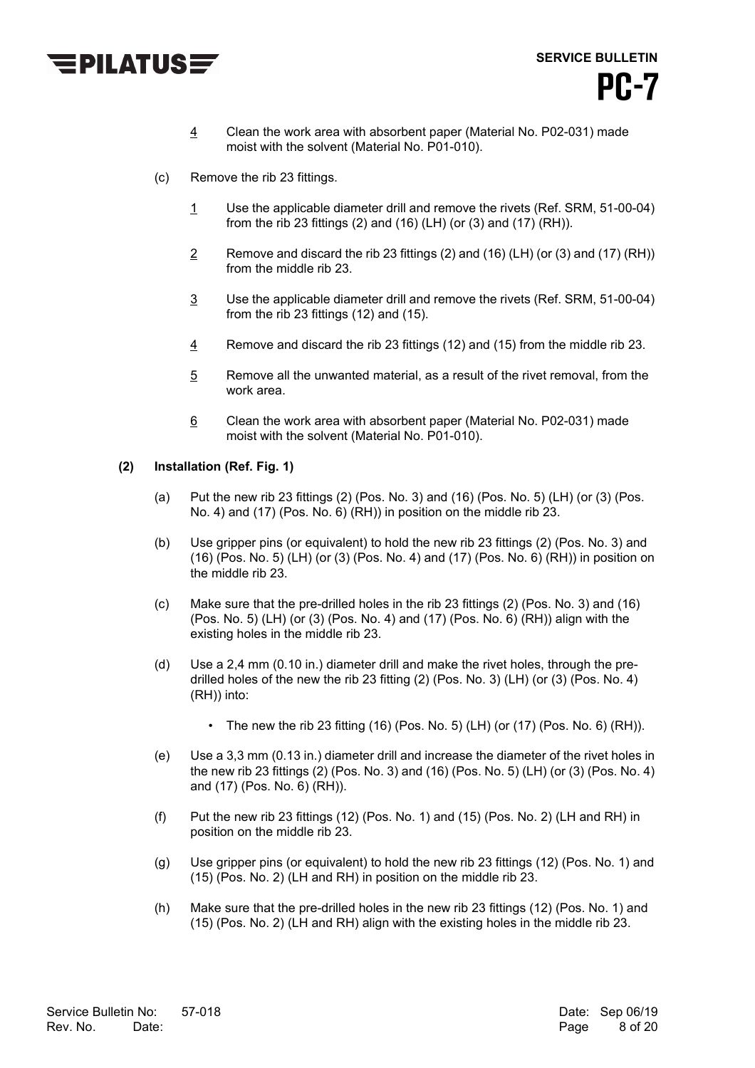4 Clean the work area with absorbent paper (Material No. P02-031) made moist with the solvent (Material No. P01-010).

(c) Remove the rib 23 fittings.

1 Use the applicable diameter drill and remove the rivets (Ref. SRM, 51-00-04) from the rib 23 fittings (2) and (16) (LH) (or (3) and (17) (RH)).

2 Remove and discard the rib 23 fittings (2) and (16) (LH) (or (3) and (17) (RH)) from the middle rib 23.

3 Use the applicable diameter drill and remove the rivets (Ref. SRM, 51-00-04) from the rib 23 fittings (12) and (15).

4 Remove and discard the rib 23 fittings (12) and (15) from the middle rib 23.

5 Remove all the unwanted material, as a result of the rivet removal, from the work area.

6 Clean the work area with absorbent paper (Material No. P02-031) made moist with the solvent (Material No. P01-010).

**(2) Installation (Ref. Fig. 1)**

(a) Put the new rib 23 fittings (2) (Pos. No. 3) and (16) (Pos. No. 5) (LH) (or (3) (Pos. No. 4) and (17) (Pos. No. 6) (RH)) in position on the middle rib 23.

(b) Use gripper pins (or equivalent) to hold the new rib 23 fittings (2) (Pos. No. 3) and (16) (Pos. No. 5) (LH) (or (3) (Pos. No. 4) and (17) (Pos. No. 6) (RH)) in position on the middle rib 23.

(c) Make sure that the pre-drilled holes in the rib 23 fittings (2) (Pos. No. 3) and (16) (Pos. No. 5) (LH) (or (3) (Pos. No. 4) and (17) (Pos. No. 6) (RH)) align with the existing holes in the middle rib 23.

(d) Use a 2,4 mm (0.10 in.) diameter drill and make the rivet holes, through the pre-drilled holes of the new the rib 23 fitting (2) (Pos. No. 3) (LH) (or (3) (Pos. No. 4) (RH)) into:

- The new the rib 23 fitting (16) (Pos. No. 5) (LH) (or (17) (Pos. No. 6) (RH)).

(e) Use a 3,3 mm (0.13 in.) diameter drill and increase the diameter of the rivet holes in the new rib 23 fittings (2) (Pos. No. 3) and (16) (Pos. No. 5) (LH) (or (3) (Pos. No. 4) and (17) (Pos. No. 6) (RH)).

(f) Put the new rib 23 fittings (12) (Pos. No. 1) and (15) (Pos. No. 2) (LH and RH) in position on the middle rib 23.

(g) Use gripper pins (or equivalent) to hold the new rib 23 fittings (12) (Pos. No. 1) and (15) (Pos. No. 2) (LH and RH) in position on the middle rib 23.

(h) Make sure that the pre-drilled holes in the new rib 23 fittings (12) (Pos. No. 1) and (15) (Pos. No. 2) (LH and RH) align with the existing holes in the middle rib 23.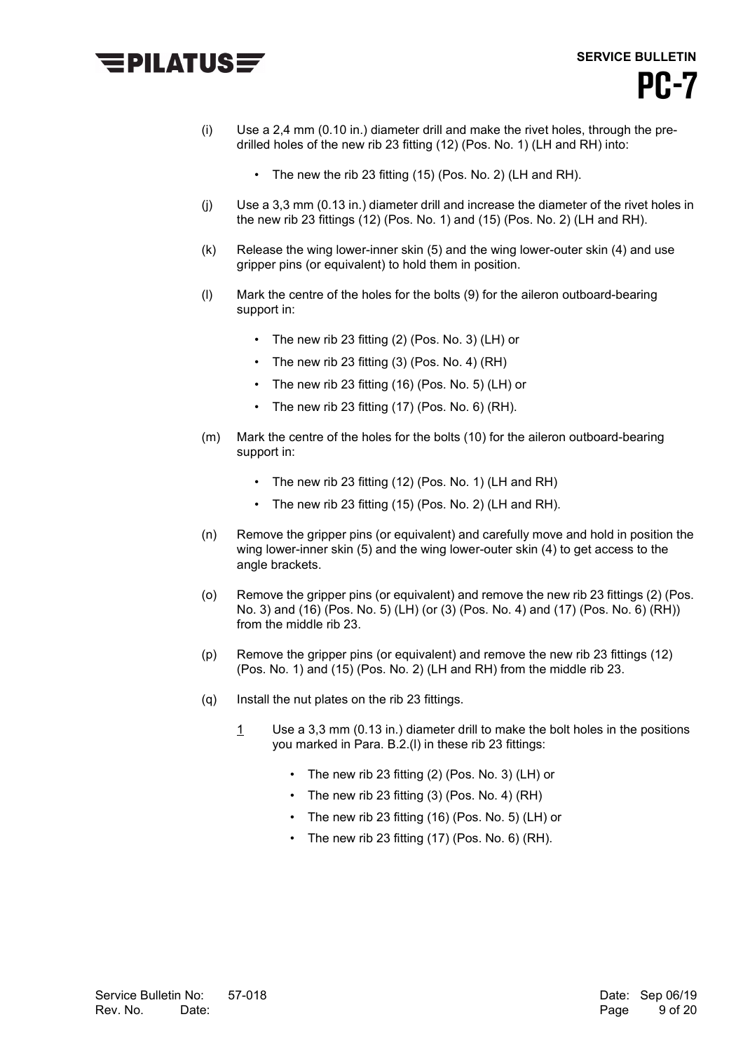(i) Use a 2,4 mm (0.10 in.) diameter drill and make the rivet holes, through the pre-drilled holes of the new rib 23 fitting (12) (Pos. No. 1) (LH and RH) into:

- The new the rib 23 fitting (15) (Pos. No. 2) (LH and RH).

(j) Use a 3,3 mm (0.13 in.) diameter drill and increase the diameter of the rivet holes in the new rib 23 fittings (12) (Pos. No. 1) and (15) (Pos. No. 2) (LH and RH).

(k) Release the wing lower-inner skin (5) and the wing lower-outer skin (4) and use gripper pins (or equivalent) to hold them in position.

(l) Mark the centre of the holes for the bolts (9) for the aileron outboard-bearing support in:

- The new rib 23 fitting (2) (Pos. No. 3) (LH) or
- The new rib 23 fitting (3) (Pos. No. 4) (RH)
- The new rib 23 fitting (16) (Pos. No. 5) (LH) or
- The new rib 23 fitting (17) (Pos. No. 6) (RH).

(m) Mark the centre of the holes for the bolts (10) for the aileron outboard-bearing support in:

- The new rib 23 fitting (12) (Pos. No. 1) (LH and RH)
- The new rib 23 fitting (15) (Pos. No. 2) (LH and RH).

(n) Remove the gripper pins (or equivalent) and carefully move and hold in position the wing lower-inner skin (5) and the wing lower-outer skin (4) to get access to the angle brackets.

(o) Remove the gripper pins (or equivalent) and remove the new rib 23 fittings (2) (Pos. No. 3) and (16) (Pos. No. 5) (LH) (or (3) (Pos. No. 4) and (17) (Pos. No. 6) (RH)) from the middle rib 23.

(p) Remove the gripper pins (or equivalent) and remove the new rib 23 fittings (12) (Pos. No. 1) and (15) (Pos. No. 2) (LH and RH) from the middle rib 23.

(q) Install the nut plates on the rib 23 fittings.

1 Use a 3,3 mm (0.13 in.) diameter drill to make the bolt holes in the positions you marked in Para. B.2.(l) in these rib 23 fittings:

- The new rib 23 fitting (2) (Pos. No. 3) (LH) or
- The new rib 23 fitting (3) (Pos. No. 4) (RH)
- The new rib 23 fitting (16) (Pos. No. 5) (LH) or
- The new rib 23 fitting (17) (Pos. No. 6) (RH).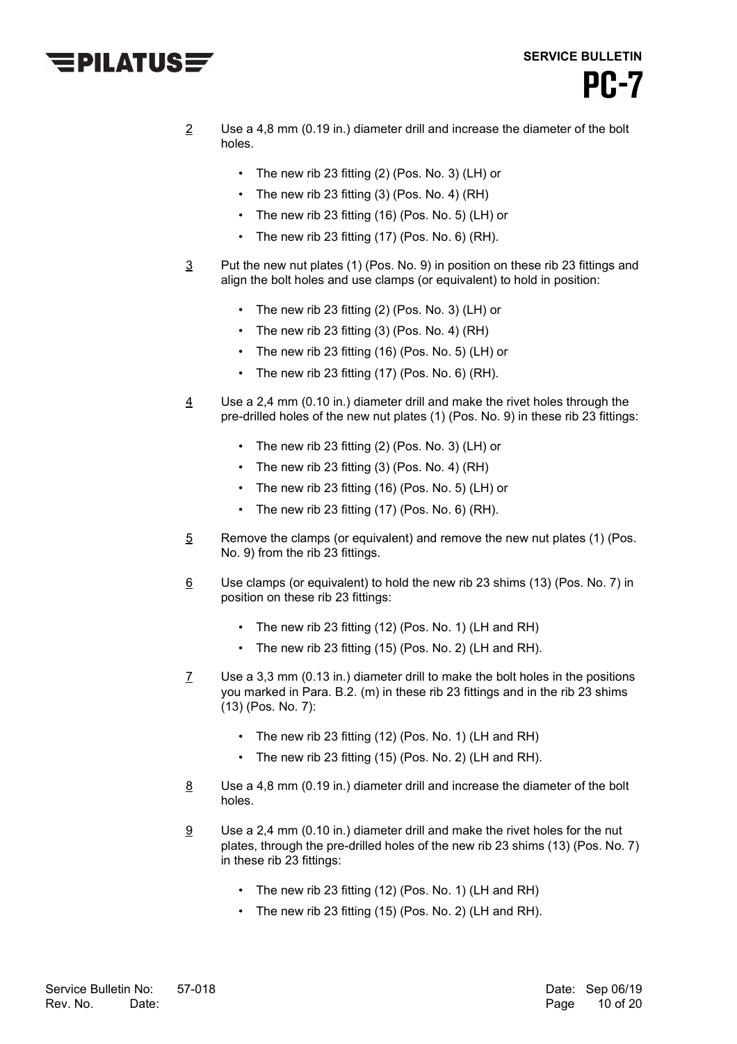2 Use a 4,8 mm (0.19 in.) diameter drill and increase the diameter of the bolt holes.

- The new rib 23 fitting (2) (Pos. No. 3) (LH) or
- The new rib 23 fitting (3) (Pos. No. 4) (RH)
- The new rib 23 fitting (16) (Pos. No. 5) (LH) or
- The new rib 23 fitting (17) (Pos. No. 6) (RH).

3 Put the new nut plates (1) (Pos. No. 9) in position on these rib 23 fittings and align the bolt holes and use clamps (or equivalent) to hold in position:

- The new rib 23 fitting (2) (Pos. No. 3) (LH) or
- The new rib 23 fitting (3) (Pos. No. 4) (RH)
- The new rib 23 fitting (16) (Pos. No. 5) (LH) or
- The new rib 23 fitting (17) (Pos. No. 6) (RH).

4 Use a 2,4 mm (0.10 in.) diameter drill and make the rivet holes through the pre-drilled holes of the new nut plates (1) (Pos. No. 9) in these rib 23 fittings:

- The new rib 23 fitting (2) (Pos. No. 3) (LH) or
- The new rib 23 fitting (3) (Pos. No. 4) (RH)
- The new rib 23 fitting (16) (Pos. No. 5) (LH) or
- The new rib 23 fitting (17) (Pos. No. 6) (RH).

5 Remove the clamps (or equivalent) and remove the new nut plates (1) (Pos. No. 9) from the rib 23 fittings.

6 Use clamps (or equivalent) to hold the new rib 23 shims (13) (Pos. No. 7) in position on these rib 23 fittings:

- The new rib 23 fitting (12) (Pos. No. 1) (LH and RH)
- The new rib 23 fitting (15) (Pos. No. 2) (LH and RH).

7 Use a 3,3 mm (0.13 in.) diameter drill to make the bolt holes in the positions you marked in Para. B.2. (m) in these rib 23 fittings and in the rib 23 shims (13) (Pos. No. 7):

- The new rib 23 fitting (12) (Pos. No. 1) (LH and RH)
- The new rib 23 fitting (15) (Pos. No. 2) (LH and RH).

8 Use a 4,8 mm (0.19 in.) diameter drill and increase the diameter of the bolt holes.

9 Use a 2,4 mm (0.10 in.) diameter drill and make the rivet holes for the nut plates, through the pre-drilled holes of the new rib 23 shims (13) (Pos. No. 7) in these rib 23 fittings:

- The new rib 23 fitting (12) (Pos. No. 1) (LH and RH)
- The new rib 23 fitting (15) (Pos. No. 2) (LH and RH).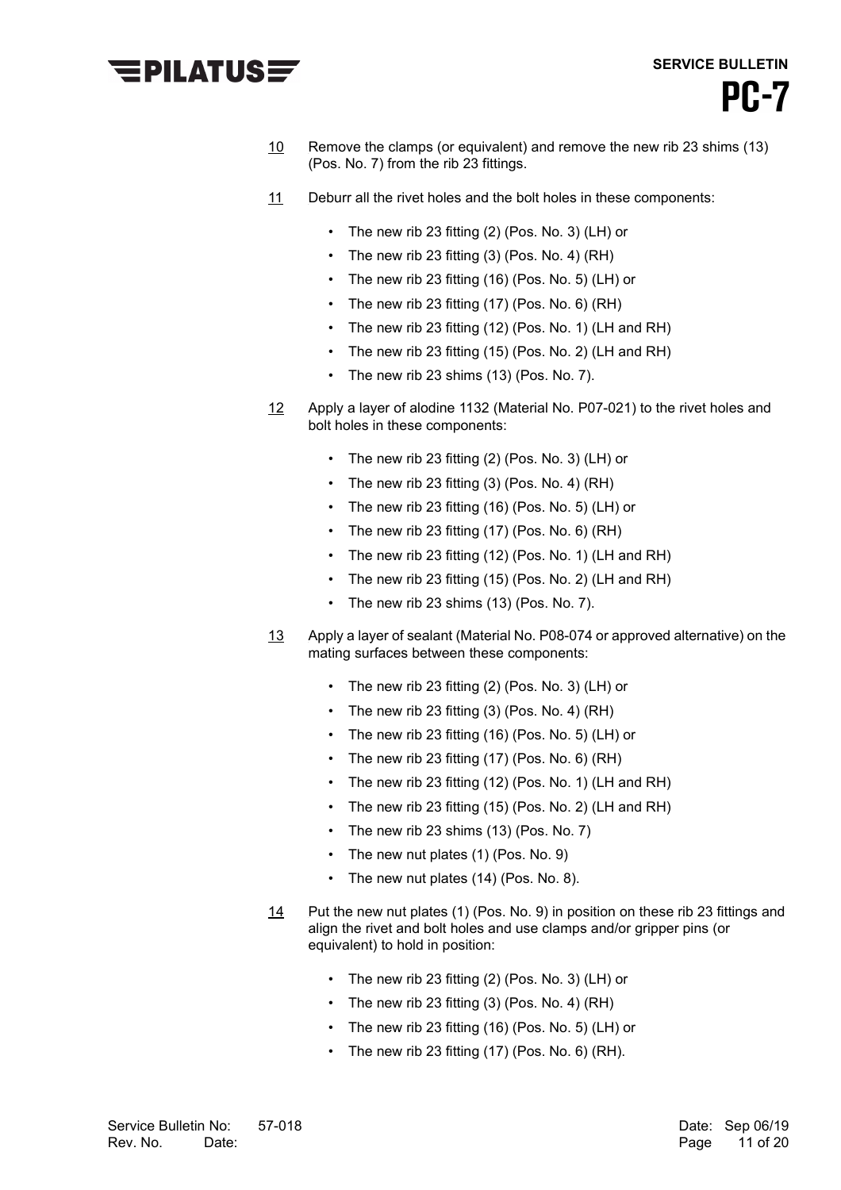10 Remove the clamps (or equivalent) and remove the new rib 23 shims (13) (Pos. No. 7) from the rib 23 fittings.

11 Deburr all the rivet holes and the bolt holes in these components:

- The new rib 23 fitting (2) (Pos. No. 3) (LH) or
- The new rib 23 fitting (3) (Pos. No. 4) (RH)
- The new rib 23 fitting (16) (Pos. No. 5) (LH) or
- The new rib 23 fitting (17) (Pos. No. 6) (RH)
- The new rib 23 fitting (12) (Pos. No. 1) (LH and RH)
- The new rib 23 fitting (15) (Pos. No. 2) (LH and RH)
- The new rib 23 shims (13) (Pos. No. 7).

12 Apply a layer of alodine 1132 (Material No. P07-021) to the rivet holes and bolt holes in these components:

- The new rib 23 fitting (2) (Pos. No. 3) (LH) or
- The new rib 23 fitting (3) (Pos. No. 4) (RH)
- The new rib 23 fitting (16) (Pos. No. 5) (LH) or
- The new rib 23 fitting (17) (Pos. No. 6) (RH)
- The new rib 23 fitting (12) (Pos. No. 1) (LH and RH)
- The new rib 23 fitting (15) (Pos. No. 2) (LH and RH)
- The new rib 23 shims (13) (Pos. No. 7).

13 Apply a layer of sealant (Material No. P08-074 or approved alternative) on the mating surfaces between these components:

- The new rib 23 fitting (2) (Pos. No. 3) (LH) or
- The new rib 23 fitting (3) (Pos. No. 4) (RH)
- The new rib 23 fitting (16) (Pos. No. 5) (LH) or
- The new rib 23 fitting (17) (Pos. No. 6) (RH)
- The new rib 23 fitting (12) (Pos. No. 1) (LH and RH)
- The new rib 23 fitting (15) (Pos. No. 2) (LH and RH)
- The new rib 23 shims (13) (Pos. No. 7)
- The new nut plates (1) (Pos. No. 9)
- The new nut plates (14) (Pos. No. 8).

14 Put the new nut plates (1) (Pos. No. 9) in position on these rib 23 fittings and align the rivet and bolt holes and use clamps and/or gripper pins (or equivalent) to hold in position:

- The new rib 23 fitting (2) (Pos. No. 3) (LH) or
- The new rib 23 fitting (3) (Pos. No. 4) (RH)
- The new rib 23 fitting (16) (Pos. No. 5) (LH) or
- The new rib 23 fitting (17) (Pos. No. 6) (RH).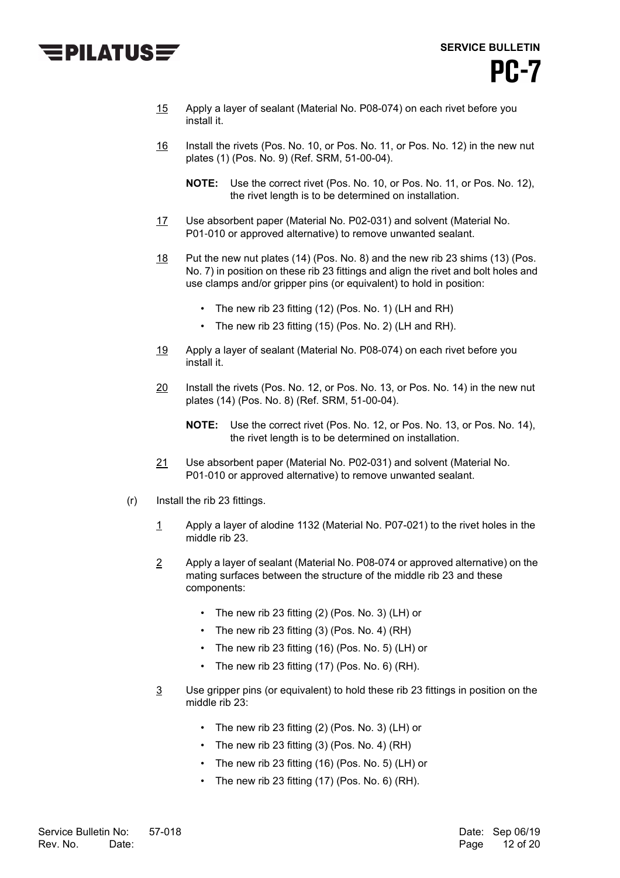15 Apply a layer of sealant (Material No. P08-074) on each rivet before you install it.

16 Install the rivets (Pos. No. 10, or Pos. No. 11, or Pos. No. 12) in the new nut plates (1) (Pos. No. 9) (Ref. SRM, 51-00-04).

**NOTE:** Use the correct rivet (Pos. No. 10, or Pos. No. 11, or Pos. No. 12), the rivet length is to be determined on installation.

17 Use absorbent paper (Material No. P02-031) and solvent (Material No. P01-010 or approved alternative) to remove unwanted sealant.

18 Put the new nut plates (14) (Pos. No. 8) and the new rib 23 shims (13) (Pos. No. 7) in position on these rib 23 fittings and align the rivet and bolt holes and use clamps and/or gripper pins (or equivalent) to hold in position:

- The new rib 23 fitting (12) (Pos. No. 1) (LH and RH)
- The new rib 23 fitting (15) (Pos. No. 2) (LH and RH).

19 Apply a layer of sealant (Material No. P08-074) on each rivet before you install it.

20 Install the rivets (Pos. No. 12, or Pos. No. 13, or Pos. No. 14) in the new nut plates (14) (Pos. No. 8) (Ref. SRM, 51-00-04).

**NOTE:** Use the correct rivet (Pos. No. 12, or Pos. No. 13, or Pos. No. 14), the rivet length is to be determined on installation.

21 Use absorbent paper (Material No. P02-031) and solvent (Material No. P01-010 or approved alternative) to remove unwanted sealant.

(r) Install the rib 23 fittings.

1 Apply a layer of alodine 1132 (Material No. P07-021) to the rivet holes in the middle rib 23.

2 Apply a layer of sealant (Material No. P08-074 or approved alternative) on the mating surfaces between the structure of the middle rib 23 and these components:

- The new rib 23 fitting (2) (Pos. No. 3) (LH) or
- The new rib 23 fitting (3) (Pos. No. 4) (RH)
- The new rib 23 fitting (16) (Pos. No. 5) (LH) or
- The new rib 23 fitting (17) (Pos. No. 6) (RH).

3 Use gripper pins (or equivalent) to hold these rib 23 fittings in position on the middle rib 23:

- The new rib 23 fitting (2) (Pos. No. 3) (LH) or
- The new rib 23 fitting (3) (Pos. No. 4) (RH)
- The new rib 23 fitting (16) (Pos. No. 5) (LH) or
- The new rib 23 fitting (17) (Pos. No. 6) (RH).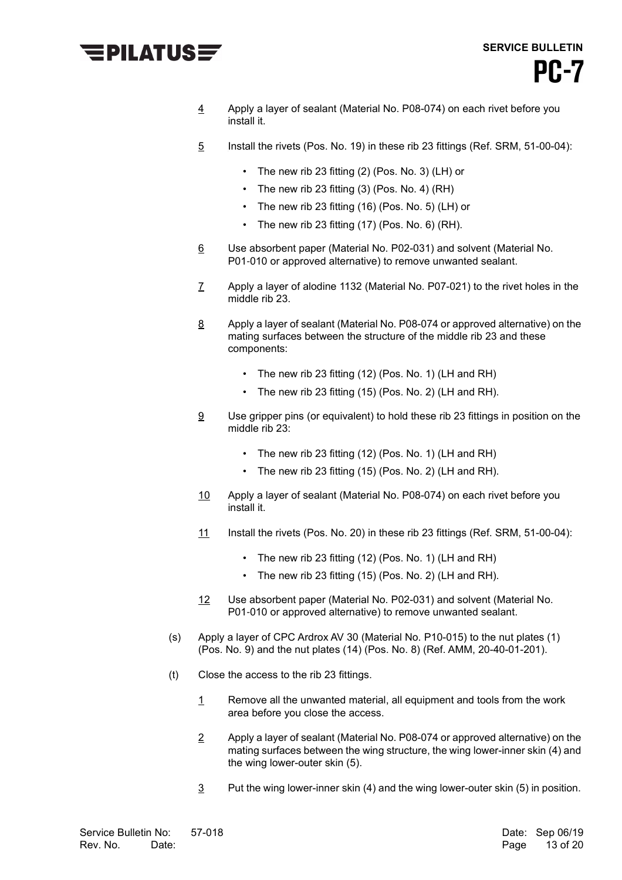4 Apply a layer of sealant (Material No. P08-074) on each rivet before you install it.

5 Install the rivets (Pos. No. 19) in these rib 23 fittings (Ref. SRM, 51-00-04):

- The new rib 23 fitting (2) (Pos. No. 3) (LH) or
- The new rib 23 fitting (3) (Pos. No. 4) (RH)
- The new rib 23 fitting (16) (Pos. No. 5) (LH) or
- The new rib 23 fitting (17) (Pos. No. 6) (RH).

6 Use absorbent paper (Material No. P02-031) and solvent (Material No. P01-010 or approved alternative) to remove unwanted sealant.

7 Apply a layer of alodine 1132 (Material No. P07-021) to the rivet holes in the middle rib 23.

8 Apply a layer of sealant (Material No. P08-074 or approved alternative) on the mating surfaces between the structure of the middle rib 23 and these components:

- The new rib 23 fitting (12) (Pos. No. 1) (LH and RH)
- The new rib 23 fitting (15) (Pos. No. 2) (LH and RH).

9 Use gripper pins (or equivalent) to hold these rib 23 fittings in position on the middle rib 23:

- The new rib 23 fitting (12) (Pos. No. 1) (LH and RH)
- The new rib 23 fitting (15) (Pos. No. 2) (LH and RH).

10 Apply a layer of sealant (Material No. P08-074) on each rivet before you install it.

11 Install the rivets (Pos. No. 20) in these rib 23 fittings (Ref. SRM, 51-00-04):

- The new rib 23 fitting (12) (Pos. No. 1) (LH and RH)
- The new rib 23 fitting (15) (Pos. No. 2) (LH and RH).

12 Use absorbent paper (Material No. P02-031) and solvent (Material No. P01-010 or approved alternative) to remove unwanted sealant.

(s) Apply a layer of CPC Ardrox AV 30 (Material No. P10-015) to the nut plates (1) (Pos. No. 9) and the nut plates (14) (Pos. No. 8) (Ref. AMM, 20-40-01-201).

(t) Close the access to the rib 23 fittings.

1 Remove all the unwanted material, all equipment and tools from the work area before you close the access.

2 Apply a layer of sealant (Material No. P08-074 or approved alternative) on the mating surfaces between the wing structure, the wing lower-inner skin (4) and the wing lower-outer skin (5).

3 Put the wing lower-inner skin (4) and the wing lower-outer skin (5) in position.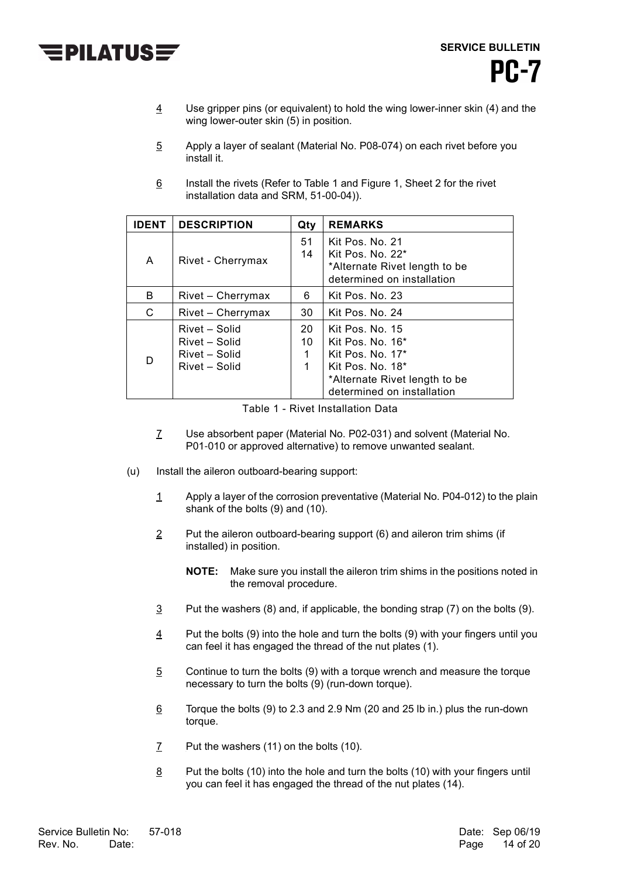4 Use gripper pins (or equivalent) to hold the wing lower-inner skin (4) and the wing lower-outer skin (5) in position.

5 Apply a layer of sealant (Material No. P08-074) on each rivet before you install it.

6 Install the rivets (Refer to Table 1 and Figure 1, Sheet 2 for the rivet installation data and SRM, 51-00-04)).

| IDENT | DESCRIPTION | Qty | REMARKS |
|---|---|---|---|
| A | Rivet - Cherrymax | 51<br>14 | Kit Pos. No. 21<br>Kit Pos. No. 22*<br>*Alternate Rivet length to be determined on installation |
| B | Rivet – Cherrymax | 6 | Kit Pos. No. 23 |
| C | Rivet – Cherrymax | 30 | Kit Pos. No. 24 |
| D | Rivet – Solid<br>Rivet – Solid<br>Rivet – Solid<br>Rivet – Solid | 20<br>10<br>1<br>1 | Kit Pos. No. 15<br>Kit Pos. No. 16*<br>Kit Pos. No. 17*<br>Kit Pos. No. 18*<br>*Alternate Rivet length to be determined on installation |

Table 1 - Rivet Installation Data

7 Use absorbent paper (Material No. P02-031) and solvent (Material No. P01-010 or approved alternative) to remove unwanted sealant.

(u) Install the aileron outboard-bearing support:

1 Apply a layer of the corrosion preventative (Material No. P04-012) to the plain shank of the bolts (9) and (10).

2 Put the aileron outboard-bearing support (6) and aileron trim shims (if installed) in position.

**NOTE:** Make sure you install the aileron trim shims in the positions noted in the removal procedure.

3 Put the washers (8) and, if applicable, the bonding strap (7) on the bolts (9).

4 Put the bolts (9) into the hole and turn the bolts (9) with your fingers until you can feel it has engaged the thread of the nut plates (1).

5 Continue to turn the bolts (9) with a torque wrench and measure the torque necessary to turn the bolts (9) (run-down torque).

6 Torque the bolts (9) to 2.3 and 2.9 Nm (20 and 25 lb in.) plus the run-down torque.

7 Put the washers (11) on the bolts (10).

8 Put the bolts (10) into the hole and turn the bolts (10) with your fingers until you can feel it has engaged the thread of the nut plates (14).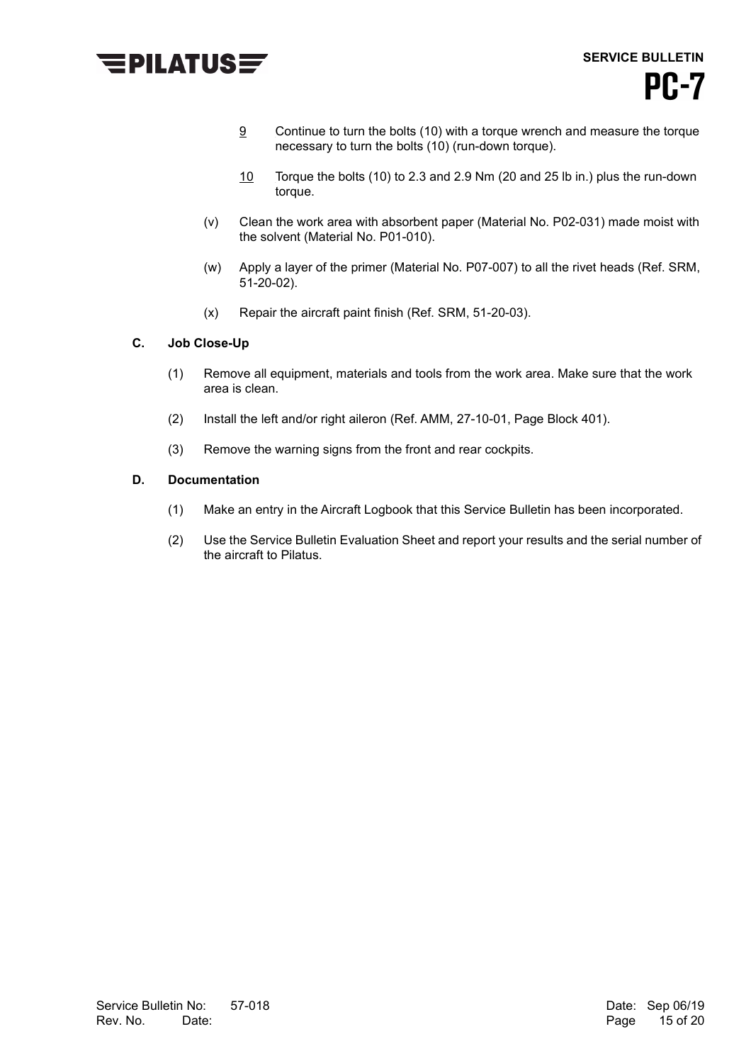9 Continue to turn the bolts (10) with a torque wrench and measure the torque necessary to turn the bolts (10) (run-down torque).

10 Torque the bolts (10) to 2.3 and 2.9 Nm (20 and 25 lb in.) plus the run-down torque.

(v) Clean the work area with absorbent paper (Material No. P02-031) made moist with the solvent (Material No. P01-010).

(w) Apply a layer of the primer (Material No. P07-007) to all the rivet heads (Ref. SRM, 51-20-02).

(x) Repair the aircraft paint finish (Ref. SRM, 51-20-03).

**C. Job Close-Up**

(1) Remove all equipment, materials and tools from the work area. Make sure that the work area is clean.

(2) Install the left and/or right aileron (Ref. AMM, 27-10-01, Page Block 401).

(3) Remove the warning signs from the front and rear cockpits.

**D. Documentation**

(1) Make an entry in the Aircraft Logbook that this Service Bulletin has been incorporated.

(2) Use the Service Bulletin Evaluation Sheet and report your results and the serial number of the aircraft to Pilatus.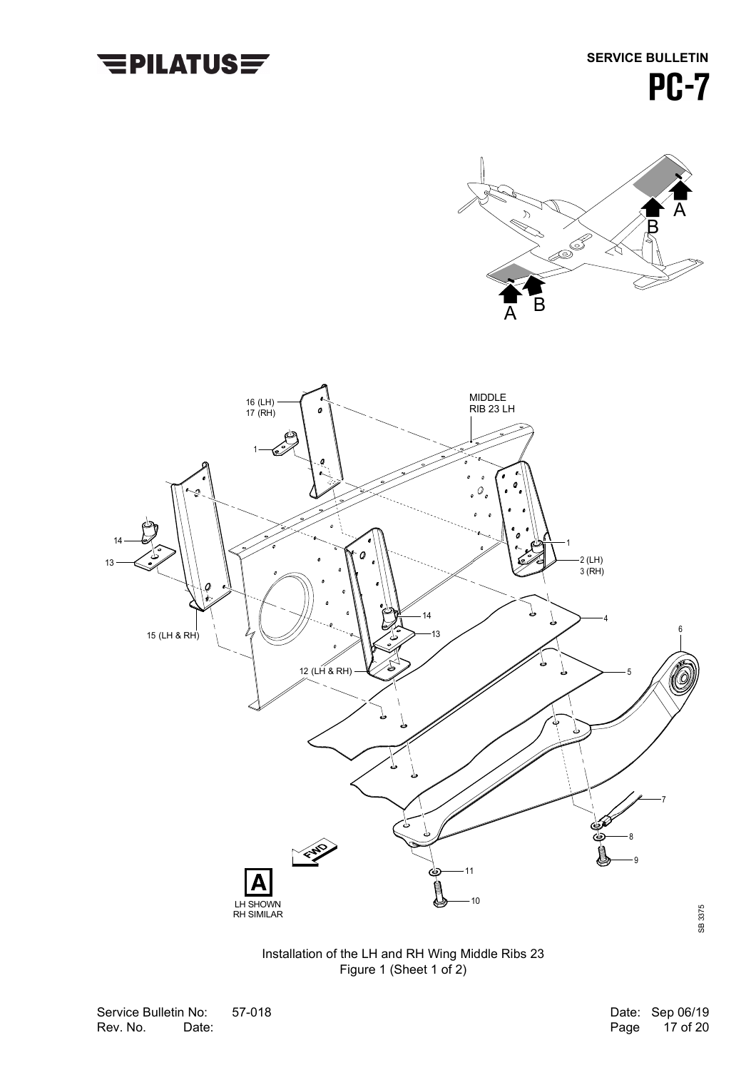MIDDLE
RIB 23 LH

16 (LH)
17 (RH)

1

14

13

15 (LH & RH)

14

13

12 (LH & RH)

1

2 (LH)
3 (RH)

4

5

6

7

8

9

11

10

FWD

A

LH SHOWN
RH SIMILAR

SB 3375

Installation of the LH and RH Wing Middle Ribs 23
Figure 1 (Sheet 1 of 2)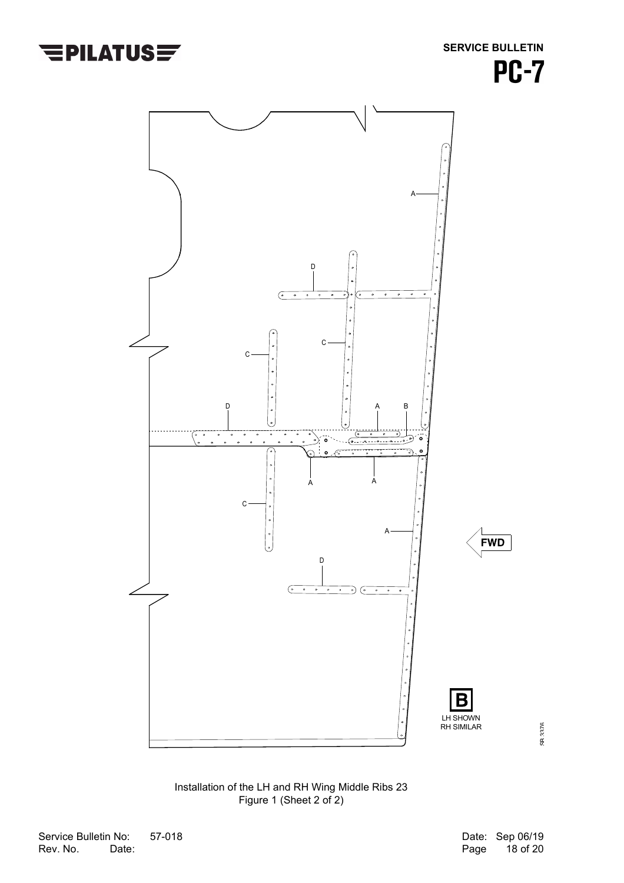A

D

C

C

D

A B

A

A

C

A

D

FWD

B

LH SHOWN
RH SIMILAR

SB 3376

Installation of the LH and RH Wing Middle Ribs 23
Figure 1 (Sheet 2 of 2)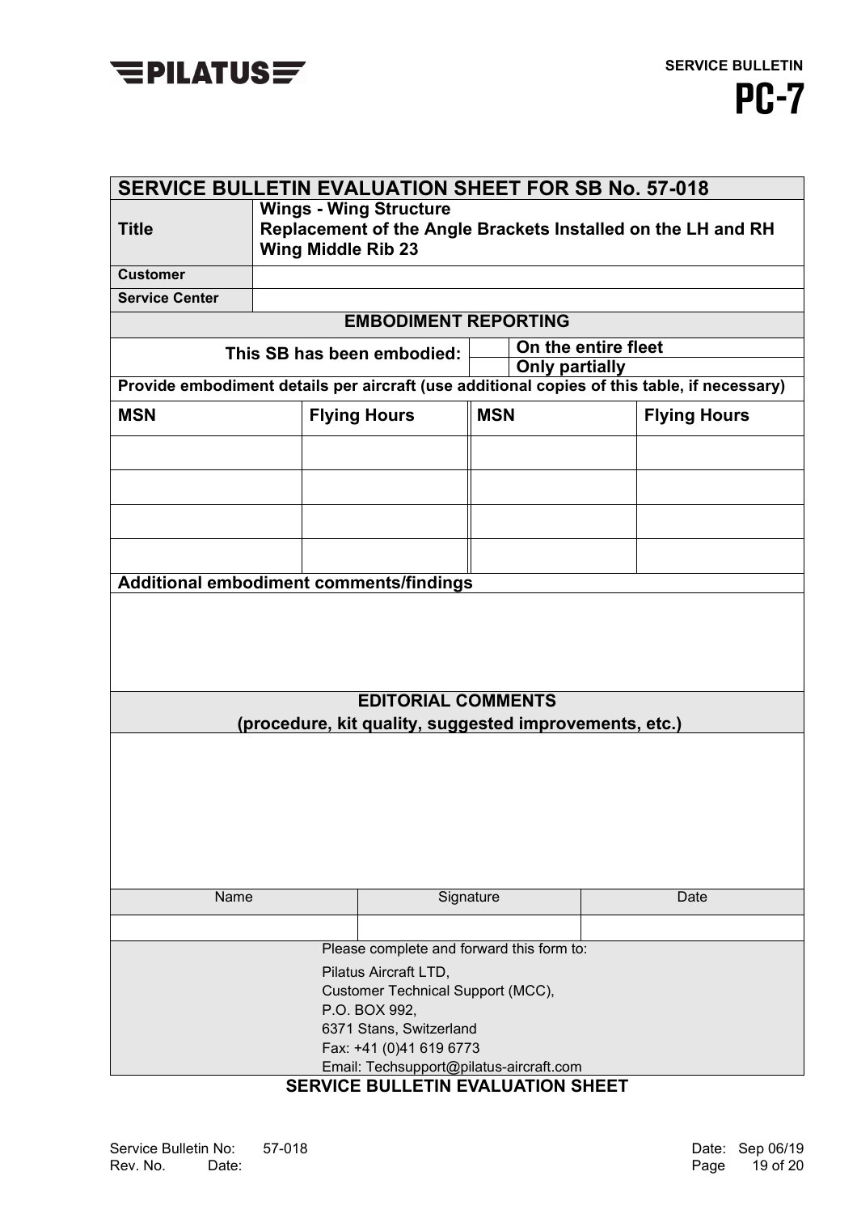| SERVICE BULLETIN EVALUATION SHEET FOR SB No. 57-018 | |
|---|---|
| **Title** | **Wings - Wing Structure**<br>**Replacement of the Angle Brackets Installed on the LH and RH Wing Middle Rib 23** |
| **Customer** | |
| **Service Center** | |

**EMBODIMENT REPORTING**

| This SB has been embodied: | | |
|---|---|---|
| | ☐ | On the entire fleet |
| | ☐ | Only partially |

**Provide embodiment details per aircraft (use additional copies of this table, if necessary)**

| MSN | Flying Hours | MSN | Flying Hours |
|---|---|---|---|
| | | | |
| | | | |
| | | | |
| | | | |

**Additional embodiment comments/findings**

**EDITORIAL COMMENTS**
**(procedure, kit quality, suggested improvements, etc.)**

| Name | Signature | Date |
|---|---|---|
| | | |

Please complete and forward this form to:

Pilatus Aircraft LTD,
Customer Technical Support (MCC),
P.O. BOX 992,
6371 Stans, Switzerland
Fax: +41 (0)41 619 6773
Email: Techsupport@pilatus-aircraft.com

**SERVICE BULLETIN EVALUATION SHEET**